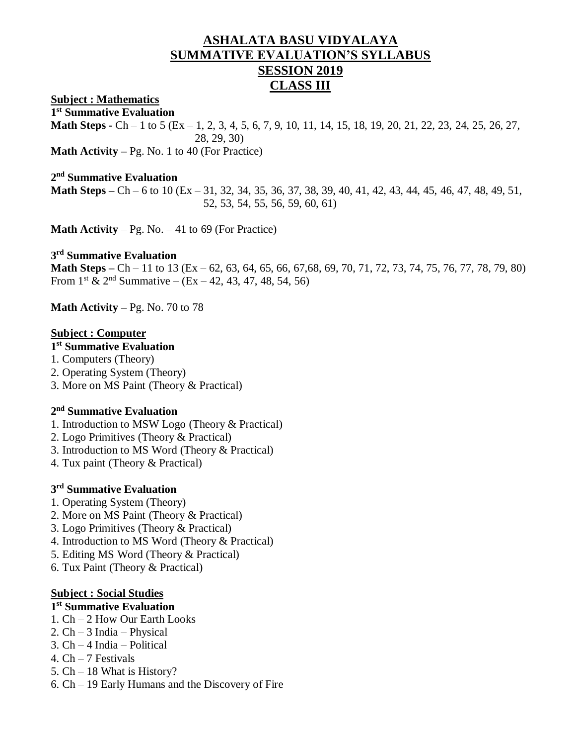# ASHALATA BASU VIDYALAYA
# SUMMATIVE EVALUATION'S SYLLABUS
# SESSION 2019
# CLASS III

## Subject : Mathematics

**1st Summative Evaluation**

**Math Steps -** Ch – 1 to 5 (Ex – 1, 2, 3, 4, 5, 6, 7, 9, 10, 11, 14, 15, 18, 19, 20, 21, 22, 23, 24, 25, 26, 27, 28, 29, 30)

**Math Activity –** Pg. No. 1 to 40 (For Practice)

**2nd Summative Evaluation**

**Math Steps –** Ch – 6 to 10 (Ex – 31, 32, 34, 35, 36, 37, 38, 39, 40, 41, 42, 43, 44, 45, 46, 47, 48, 49, 51, 52, 53, 54, 55, 56, 59, 60, 61)

**Math Activity** – Pg. No. – 41 to 69 (For Practice)

**3rd Summative Evaluation**

**Math Steps –** Ch – 11 to 13 (Ex – 62, 63, 64, 65, 66, 67,68, 69, 70, 71, 72, 73, 74, 75, 76, 77, 78, 79, 80)
From 1st & 2nd Summative – (Ex – 42, 43, 47, 48, 54, 56)

**Math Activity –** Pg. No. 70 to 78

## Subject : Computer

**1st Summative Evaluation**

1. Computers (Theory)
2. Operating System (Theory)
3. More on MS Paint (Theory & Practical)

**2nd Summative Evaluation**

1. Introduction to MSW Logo (Theory & Practical)
2. Logo Primitives (Theory & Practical)
3. Introduction to MS Word (Theory & Practical)
4. Tux paint (Theory & Practical)

**3rd Summative Evaluation**

1. Operating System (Theory)
2. More on MS Paint (Theory & Practical)
3. Logo Primitives (Theory & Practical)
4. Introduction to MS Word (Theory & Practical)
5. Editing MS Word (Theory & Practical)
6. Tux Paint (Theory & Practical)

## Subject : Social Studies

**1st Summative Evaluation**

1. Ch – 2 How Our Earth Looks
2. Ch – 3 India – Physical
3. Ch – 4 India – Political
4. Ch – 7 Festivals
5. Ch – 18 What is History?
6. Ch – 19 Early Humans and the Discovery of Fire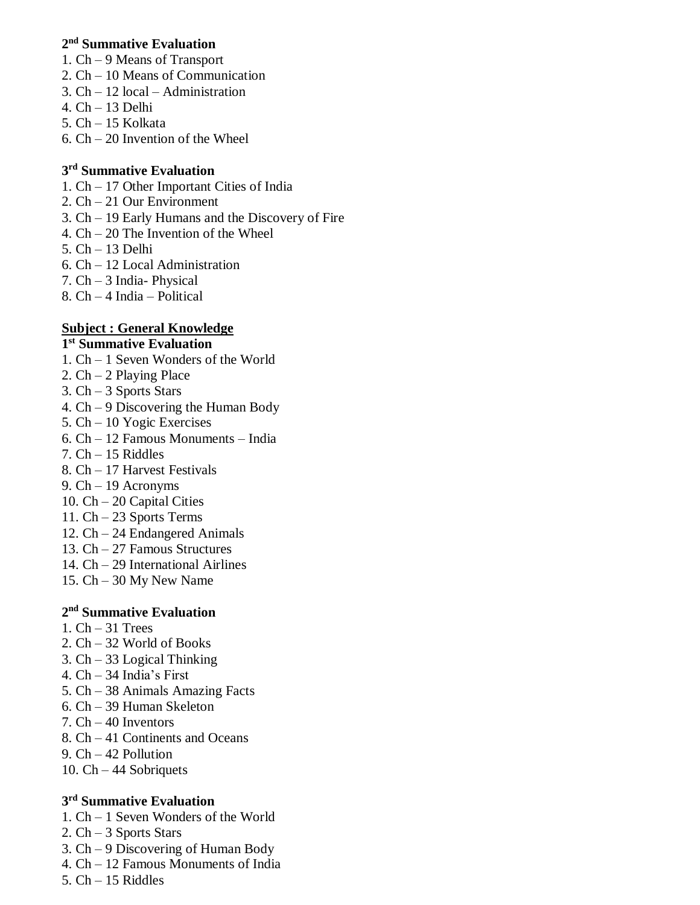**2nd Summative Evaluation**

1. Ch – 9 Means of Transport
2. Ch – 10 Means of Communication
3. Ch – 12 local – Administration
4. Ch – 13 Delhi
5. Ch – 15 Kolkata
6. Ch – 20 Invention of the Wheel

**3rd Summative Evaluation**

1. Ch – 17 Other Important Cities of India
2. Ch – 21 Our Environment
3. Ch – 19 Early Humans and the Discovery of Fire
4. Ch – 20 The Invention of the Wheel
5. Ch – 13 Delhi
6. Ch – 12 Local Administration
7. Ch – 3 India- Physical
8. Ch – 4 India – Political

**Subject : General Knowledge**

**1st Summative Evaluation**

1. Ch – 1 Seven Wonders of the World
2. Ch – 2 Playing Place
3. Ch – 3 Sports Stars
4. Ch – 9 Discovering the Human Body
5. Ch – 10 Yogic Exercises
6. Ch – 12 Famous Monuments – India
7. Ch – 15 Riddles
8. Ch – 17 Harvest Festivals
9. Ch – 19 Acronyms
10. Ch – 20 Capital Cities
11. Ch – 23 Sports Terms
12. Ch – 24 Endangered Animals
13. Ch – 27 Famous Structures
14. Ch – 29 International Airlines
15. Ch – 30 My New Name

**2nd Summative Evaluation**

1. Ch – 31 Trees
2. Ch – 32 World of Books
3. Ch – 33 Logical Thinking
4. Ch – 34 India's First
5. Ch – 38 Animals Amazing Facts
6. Ch – 39 Human Skeleton
7. Ch – 40 Inventors
8. Ch – 41 Continents and Oceans
9. Ch – 42 Pollution
10. Ch – 44 Sobriquets

**3rd Summative Evaluation**

1. Ch – 1 Seven Wonders of the World
2. Ch – 3 Sports Stars
3. Ch – 9 Discovering of Human Body
4. Ch – 12 Famous Monuments of India
5. Ch – 15 Riddles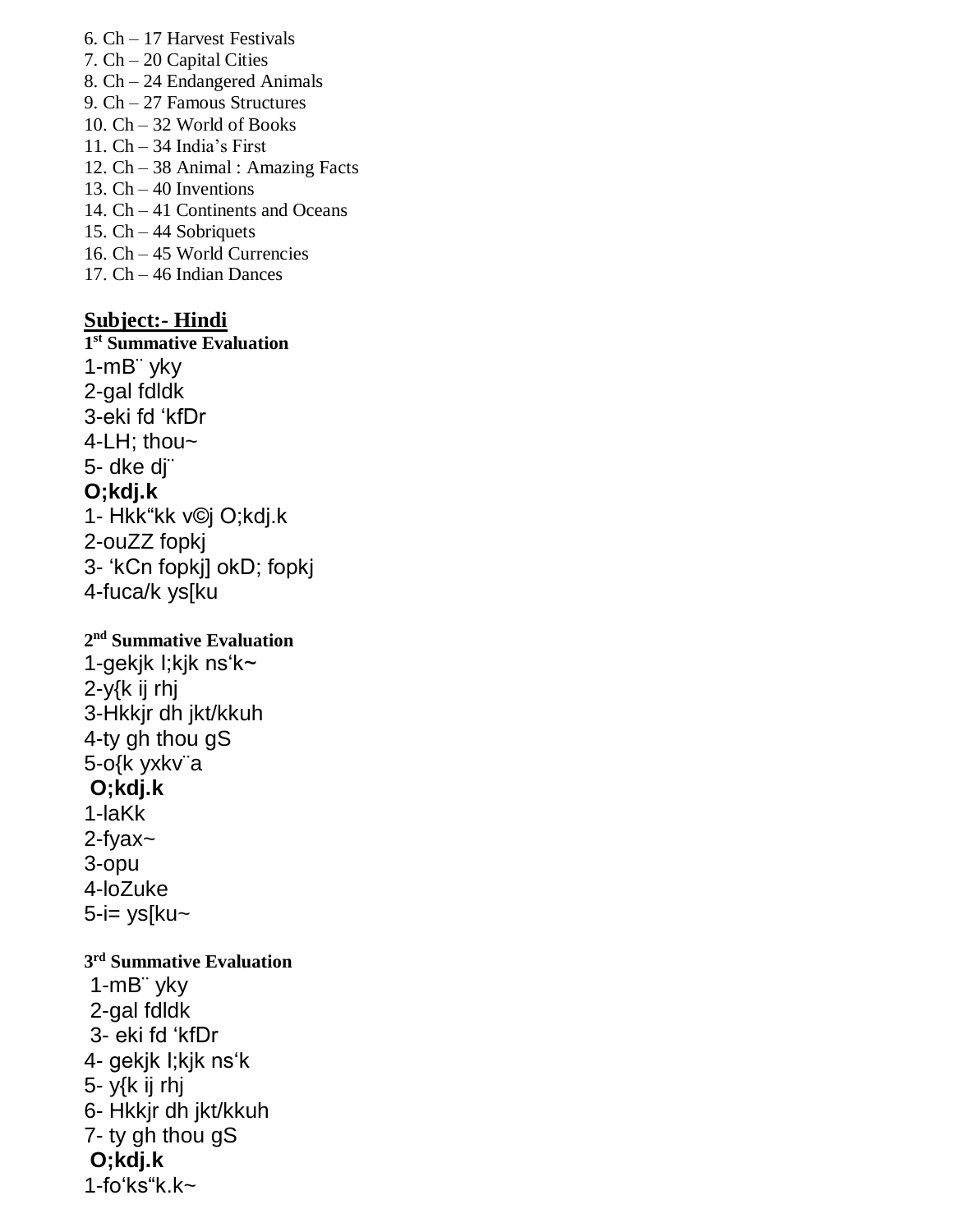6. Ch – 17 Harvest Festivals
7. Ch – 20 Capital Cities
8. Ch – 24 Endangered Animals
9. Ch – 27 Famous Structures
10. Ch – 32 World of Books
11. Ch – 34 India's First
12. Ch – 38 Animal : Amazing Facts
13. Ch – 40 Inventions
14. Ch – 41 Continents and Oceans
15. Ch – 44 Sobriquets
16. Ch – 45 World Currencies
17. Ch – 46 Indian Dances

**Subject:- Hindi**

**1st Summative Evaluation**

1-mB¨ yky
2-gal fdldk
3-eki fd 'kfDr
4-LH; thou~
5- dke dj¨

**O;kdj.k**

1- Hkk"kk v©j O;kdj.k
2-ouZZ fopkj
3- 'kCn fopkj] okD; fopkj
4-fuca/k ys[ku

**2nd Summative Evaluation**

1-gekjk l;kjk ns'k~
2-y{k ij rhj
3-Hkkjr dh jkt/kkuh
4-ty gh thou gS
5-o{k yxkv¨a

**O;kdj.k**

1-laKk
2-fyax~
3-opu
4-loZuke
5-i= ys[ku~

**3rd Summative Evaluation**

1-mB¨ yky
2-gal fdldk
3- eki fd 'kfDr
4- gekjk l;kjk ns'k
5- y{k ij rhj
6- Hkkjr dh jkt/kkuh
7- ty gh thou gS

**O;kdj.k**

1-fo'ks"k.k~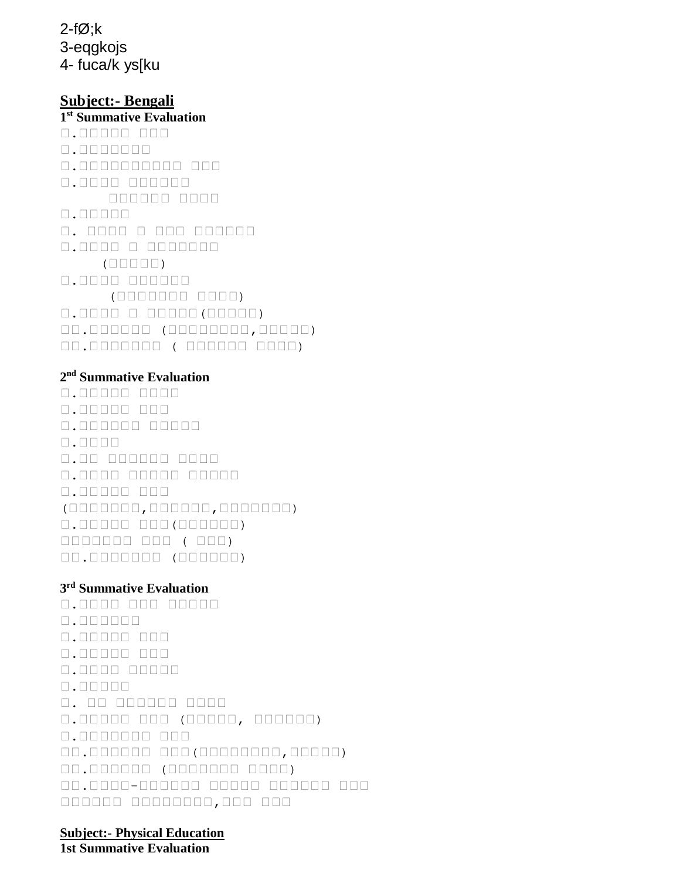2-fØ;k
3-eqgkojs
4- fuca/k ys[ku

**Subject:- Bengali**

**1st Summative Evaluation**

□.□□□□□□ □□□
□.□□□□□□□□
□.□□□□□□□□□□□ □□□
□.□□□□ □□□□□□
□□□□□□□ □□□□
□.□□□□□
□. □□□□ □ □□□ □□□□□□
□.□□□□ □ □□□□□□□
(□□□□□□)
□.□□□□ □□□□□□
(□□□□□□□□ □□□□)
□.□□□□ □ □□□□□(□□□□□□)
□□.□□□□□□□ (□□□□□□□□□,□□□□□□)
□□.□□□□□□□□ ( □□□□□□□ □□□□)

**2nd Summative Evaluation**

□.□□□□□□ □□□□
□.□□□□□□ □□□
□.□□□□□□□ □□□□□
□.□□□□
□.□□ □□□□□□□ □□□□
□.□□□□ □□□□□ □□□□□
□.□□□□□□ □□□
(□□□□□□□□,□□□□□□□,□□□□□□□□)
□.□□□□□□ □□□(□□□□□□□)
□□□□□□□□ □□□ ( □□□)
□□.□□□□□□□□ (□□□□□□□)

**3rd Summative Evaluation**

□.□□□□ □□□ □□□□□
□.□□□□□□
□.□□□□□□ □□□
□.□□□□□□ □□□
□.□□□□ □□□□□
□.□□□□□
□. □□ □□□□□□□ □□□□
□.□□□□□□ □□□ (□□□□□□, □□□□□□□)
□.□□□□□□□□ □□□
□□.□□□□□□□ □□□(□□□□□□□□□,□□□□□□)
□□.□□□□□□□ (□□□□□□□□ □□□□)
□□.□□□□-□□□□□□□ □□□□□ □□□□□□□ □□□
□□□□□□□ □□□□□□□□□□,□□□ □□□

**Subject:- Physical Education**

**1st Summative Evaluation**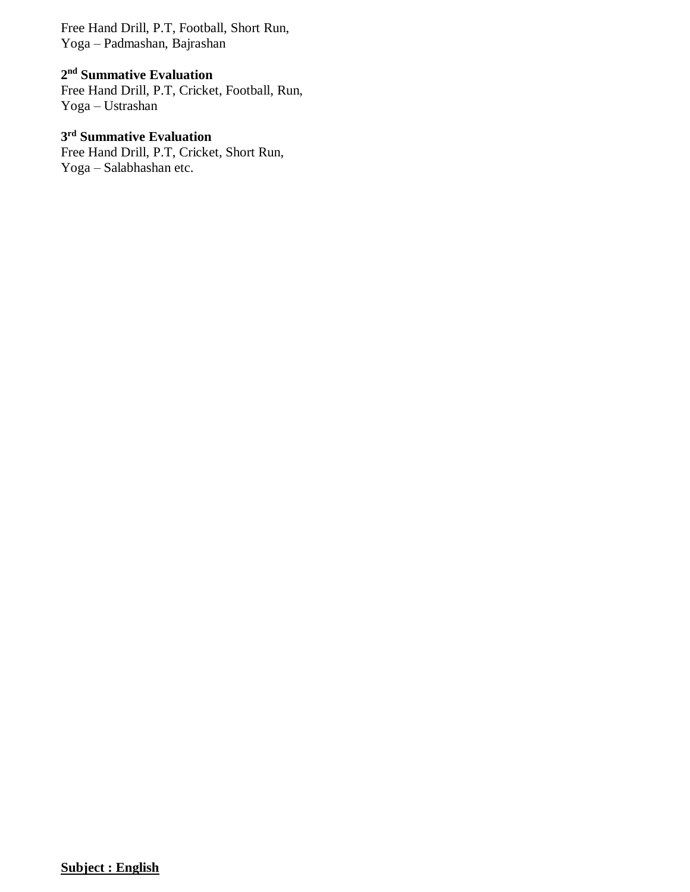Free Hand Drill, P.T, Football, Short Run,
Yoga – Padmashan, Bajrashan

**2nd Summative Evaluation**
Free Hand Drill, P.T, Cricket, Football, Run,
Yoga – Ustrashan

**3rd Summative Evaluation**
Free Hand Drill, P.T, Cricket, Short Run,
Yoga – Salabhashan etc.

**Subject : English**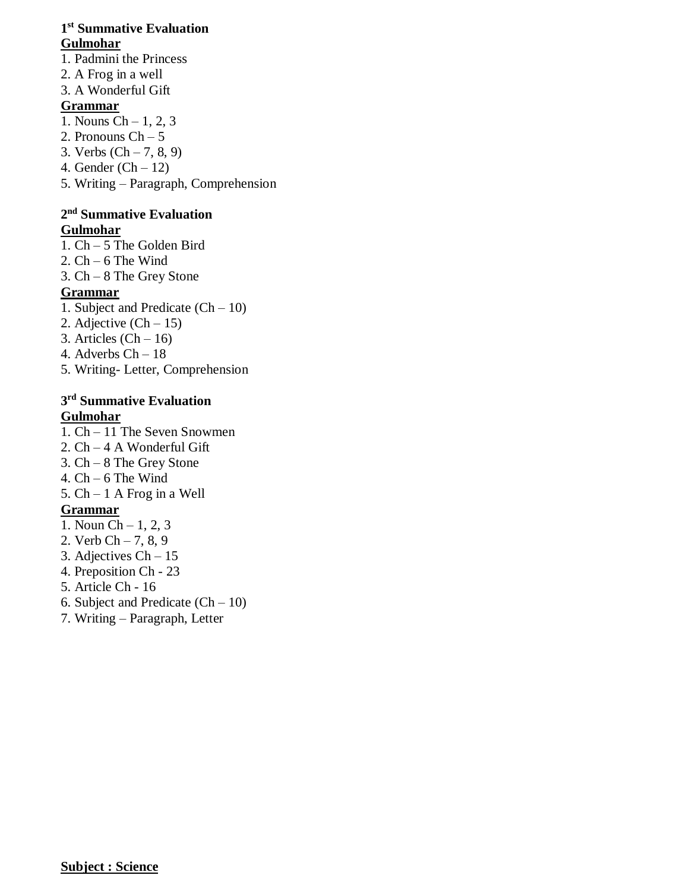**1st Summative Evaluation**

**Gulmohar**

1. Padmini the Princess
2. A Frog in a well
3. A Wonderful Gift

**Grammar**

1. Nouns Ch – 1, 2, 3
2. Pronouns Ch – 5
3. Verbs (Ch – 7, 8, 9)
4. Gender (Ch – 12)
5. Writing – Paragraph, Comprehension

**2nd Summative Evaluation**

**Gulmohar**

1. Ch – 5 The Golden Bird
2. Ch – 6 The Wind
3. Ch – 8 The Grey Stone

**Grammar**

1. Subject and Predicate (Ch – 10)
2. Adjective (Ch – 15)
3. Articles (Ch – 16)
4. Adverbs Ch – 18
5. Writing- Letter, Comprehension

**3rd Summative Evaluation**

**Gulmohar**

1. Ch – 11 The Seven Snowmen
2. Ch – 4 A Wonderful Gift
3. Ch – 8 The Grey Stone
4. Ch – 6 The Wind
5. Ch – 1 A Frog in a Well

**Grammar**

1. Noun Ch – 1, 2, 3
2. Verb Ch – 7, 8, 9
3. Adjectives Ch – 15
4. Preposition Ch - 23
5. Article Ch - 16
6. Subject and Predicate (Ch – 10)
7. Writing – Paragraph, Letter

**Subject : Science**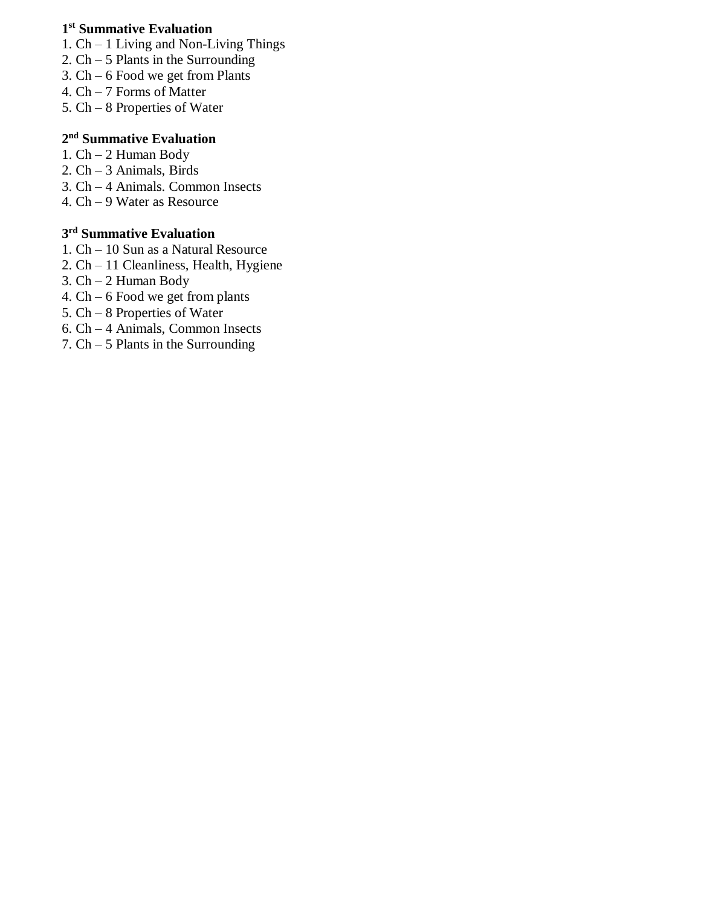**1st Summative Evaluation**

1. Ch – 1 Living and Non-Living Things
2. Ch – 5 Plants in the Surrounding
3. Ch – 6 Food we get from Plants
4. Ch – 7 Forms of Matter
5. Ch – 8 Properties of Water

**2nd Summative Evaluation**

1. Ch – 2 Human Body
2. Ch – 3 Animals, Birds
3. Ch – 4 Animals. Common Insects
4. Ch – 9 Water as Resource

**3rd Summative Evaluation**

1. Ch – 10 Sun as a Natural Resource
2. Ch – 11 Cleanliness, Health, Hygiene
3. Ch – 2 Human Body
4. Ch – 6 Food we get from plants
5. Ch – 8 Properties of Water
6. Ch – 4 Animals, Common Insects
7. Ch – 5 Plants in the Surrounding